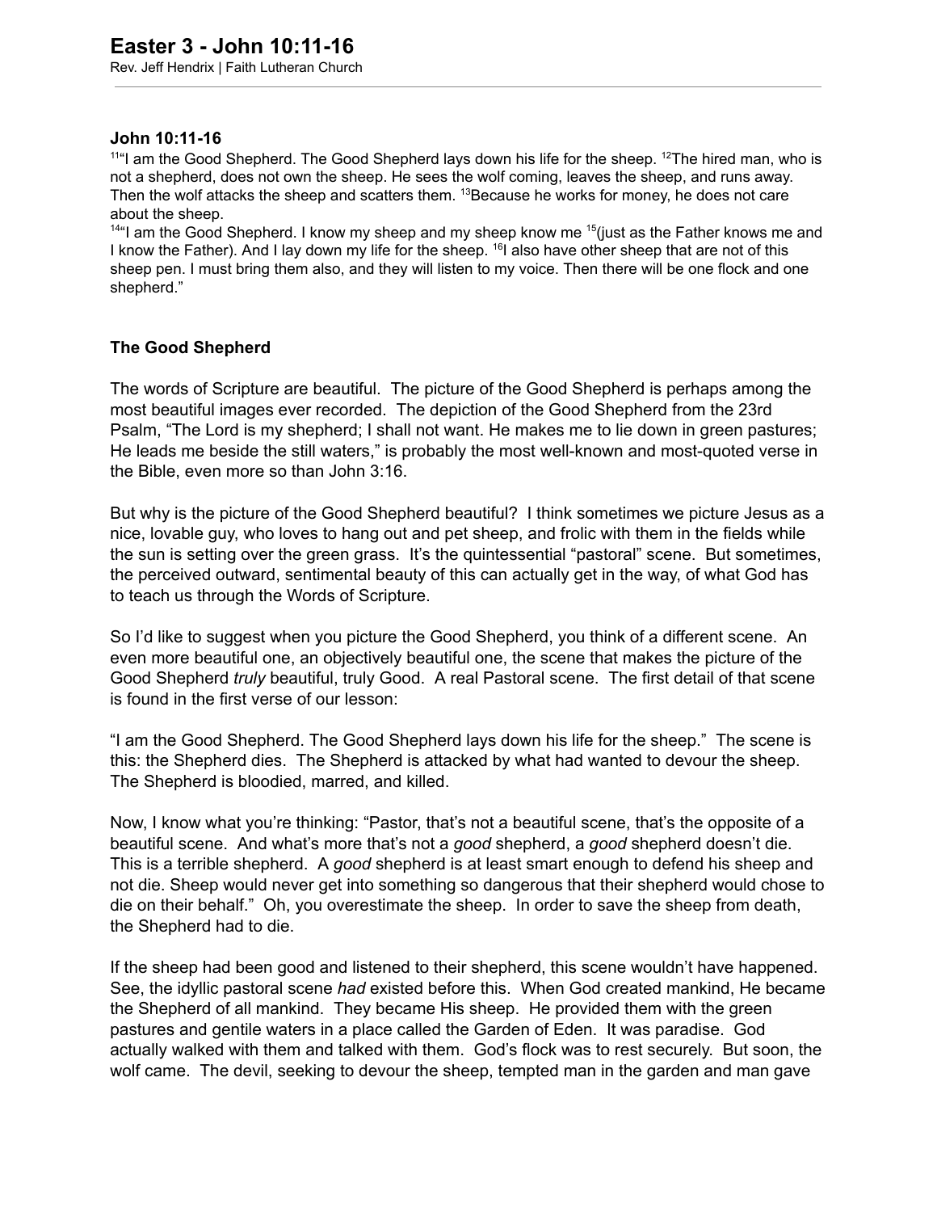# Easter 3 - John 10:11-16

Rev. Jeff Hendrix | Faith Lutheran Church

**John 10:11-16**

[11]"I am the Good Shepherd. The Good Shepherd lays down his life for the sheep. [12]The hired man, who is not a shepherd, does not own the sheep. He sees the wolf coming, leaves the sheep, and runs away. Then the wolf attacks the sheep and scatters them. [13]Because he works for money, he does not care about the sheep.

[14]"I am the Good Shepherd. I know my sheep and my sheep know me [15](just as the Father knows me and I know the Father). And I lay down my life for the sheep. [16]I also have other sheep that are not of this sheep pen. I must bring them also, and they will listen to my voice. Then there will be one flock and one shepherd."

**The Good Shepherd**

The words of Scripture are beautiful. The picture of the Good Shepherd is perhaps among the most beautiful images ever recorded. The depiction of the Good Shepherd from the 23rd Psalm, "The Lord is my shepherd; I shall not want. He makes me to lie down in green pastures; He leads me beside the still waters," is probably the most well-known and most-quoted verse in the Bible, even more so than John 3:16.

But why is the picture of the Good Shepherd beautiful? I think sometimes we picture Jesus as a nice, lovable guy, who loves to hang out and pet sheep, and frolic with them in the fields while the sun is setting over the green grass. It's the quintessential "pastoral" scene. But sometimes, the perceived outward, sentimental beauty of this can actually get in the way, of what God has to teach us through the Words of Scripture.

So I'd like to suggest when you picture the Good Shepherd, you think of a different scene. An even more beautiful one, an objectively beautiful one, the scene that makes the picture of the Good Shepherd *truly* beautiful, truly Good. A real Pastoral scene. The first detail of that scene is found in the first verse of our lesson:

"I am the Good Shepherd. The Good Shepherd lays down his life for the sheep." The scene is this: the Shepherd dies. The Shepherd is attacked by what had wanted to devour the sheep. The Shepherd is bloodied, marred, and killed.

Now, I know what you're thinking: "Pastor, that's not a beautiful scene, that's the opposite of a beautiful scene. And what's more that's not a *good* shepherd, a *good* shepherd doesn't die. This is a terrible shepherd. A *good* shepherd is at least smart enough to defend his sheep and not die. Sheep would never get into something so dangerous that their shepherd would chose to die on their behalf." Oh, you overestimate the sheep. In order to save the sheep from death, the Shepherd had to die.

If the sheep had been good and listened to their shepherd, this scene wouldn't have happened. See, the idyllic pastoral scene *had* existed before this. When God created mankind, He became the Shepherd of all mankind. They became His sheep. He provided them with the green pastures and gentile waters in a place called the Garden of Eden. It was paradise. God actually walked with them and talked with them. God's flock was to rest securely. But soon, the wolf came. The devil, seeking to devour the sheep, tempted man in the garden and man gave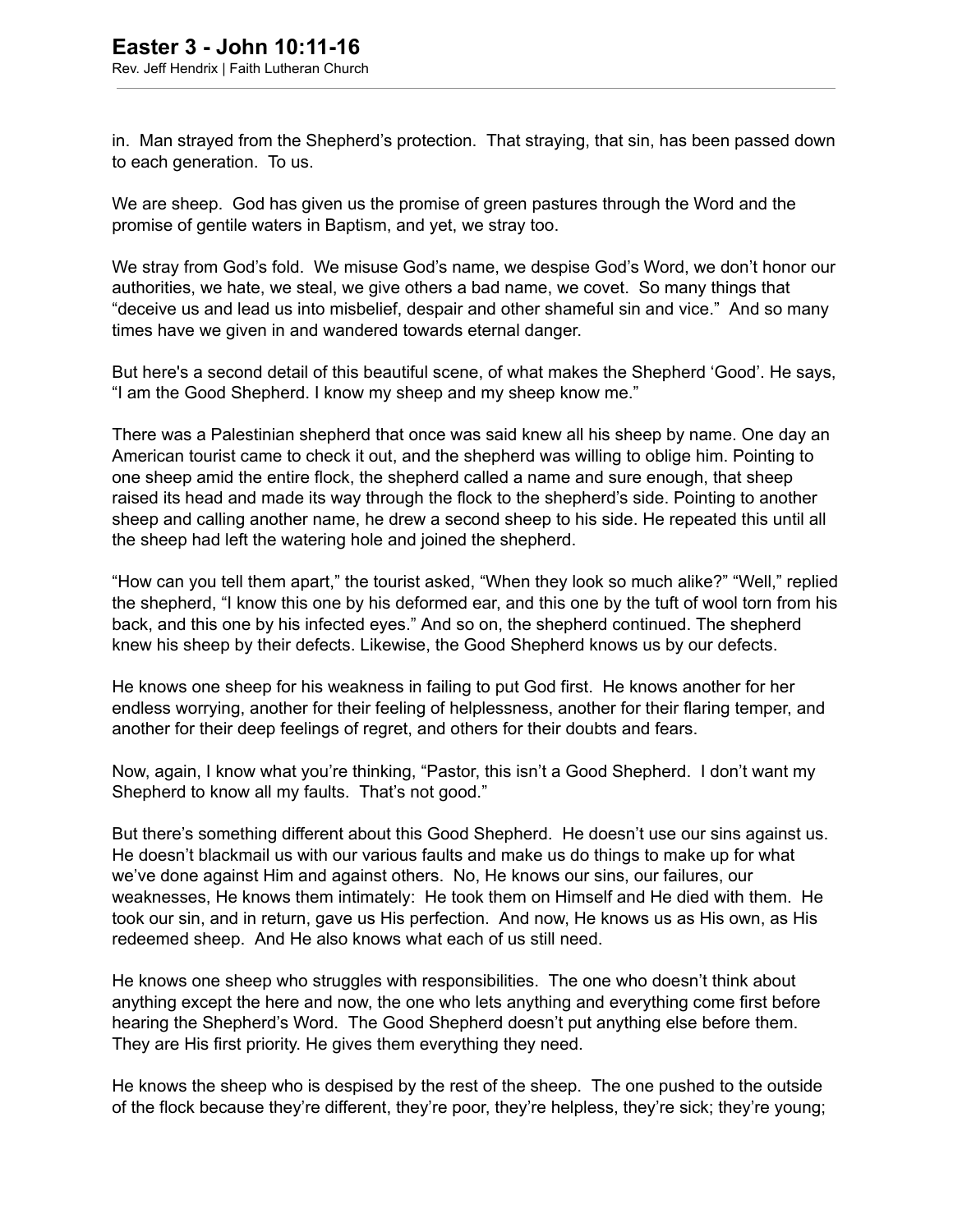in. Man strayed from the Shepherd's protection. That straying, that sin, has been passed down to each generation. To us.

We are sheep. God has given us the promise of green pastures through the Word and the promise of gentile waters in Baptism, and yet, we stray too.

We stray from God's fold. We misuse God's name, we despise God's Word, we don't honor our authorities, we hate, we steal, we give others a bad name, we covet. So many things that "deceive us and lead us into misbelief, despair and other shameful sin and vice." And so many times have we given in and wandered towards eternal danger.

But here's a second detail of this beautiful scene, of what makes the Shepherd 'Good'. He says, "I am the Good Shepherd. I know my sheep and my sheep know me."

There was a Palestinian shepherd that once was said knew all his sheep by name. One day an American tourist came to check it out, and the shepherd was willing to oblige him. Pointing to one sheep amid the entire flock, the shepherd called a name and sure enough, that sheep raised its head and made its way through the flock to the shepherd's side. Pointing to another sheep and calling another name, he drew a second sheep to his side. He repeated this until all the sheep had left the watering hole and joined the shepherd.

"How can you tell them apart," the tourist asked, "When they look so much alike?" "Well," replied the shepherd, "I know this one by his deformed ear, and this one by the tuft of wool torn from his back, and this one by his infected eyes." And so on, the shepherd continued. The shepherd knew his sheep by their defects. Likewise, the Good Shepherd knows us by our defects.

He knows one sheep for his weakness in failing to put God first. He knows another for her endless worrying, another for their feeling of helplessness, another for their flaring temper, and another for their deep feelings of regret, and others for their doubts and fears.

Now, again, I know what you're thinking, "Pastor, this isn't a Good Shepherd. I don't want my Shepherd to know all my faults. That's not good."

But there's something different about this Good Shepherd. He doesn't use our sins against us. He doesn't blackmail us with our various faults and make us do things to make up for what we've done against Him and against others. No, He knows our sins, our failures, our weaknesses, He knows them intimately: He took them on Himself and He died with them. He took our sin, and in return, gave us His perfection. And now, He knows us as His own, as His redeemed sheep. And He also knows what each of us still need.

He knows one sheep who struggles with responsibilities. The one who doesn't think about anything except the here and now, the one who lets anything and everything come first before hearing the Shepherd's Word. The Good Shepherd doesn't put anything else before them. They are His first priority. He gives them everything they need.

He knows the sheep who is despised by the rest of the sheep. The one pushed to the outside of the flock because they're different, they're poor, they're helpless, they're sick; they're young;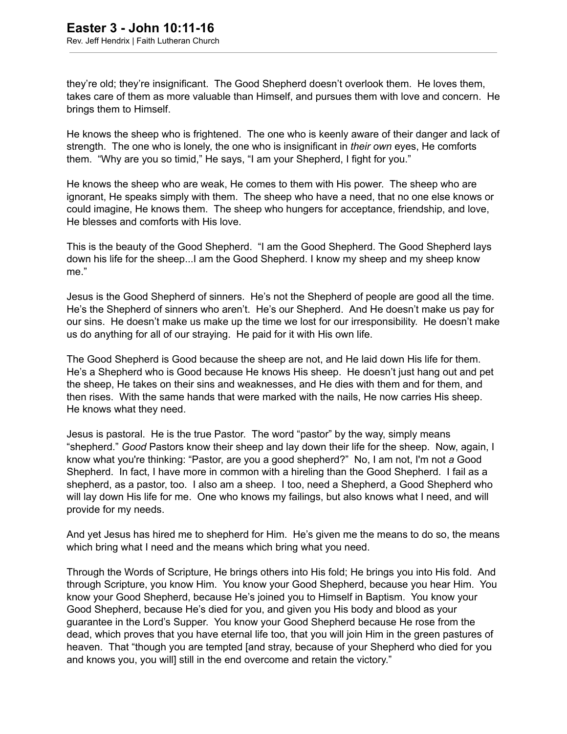they're old; they're insignificant. The Good Shepherd doesn't overlook them. He loves them, takes care of them as more valuable than Himself, and pursues them with love and concern. He brings them to Himself.

He knows the sheep who is frightened. The one who is keenly aware of their danger and lack of strength. The one who is lonely, the one who is insignificant in *their own* eyes, He comforts them. "Why are you so timid," He says, "I am your Shepherd, I fight for you."

He knows the sheep who are weak, He comes to them with His power. The sheep who are ignorant, He speaks simply with them. The sheep who have a need, that no one else knows or could imagine, He knows them. The sheep who hungers for acceptance, friendship, and love, He blesses and comforts with His love.

This is the beauty of the Good Shepherd. "I am the Good Shepherd. The Good Shepherd lays down his life for the sheep...I am the Good Shepherd. I know my sheep and my sheep know me."

Jesus is the Good Shepherd of sinners. He's not the Shepherd of people are good all the time. He's the Shepherd of sinners who aren't. He's our Shepherd. And He doesn't make us pay for our sins. He doesn't make us make up the time we lost for our irresponsibility. He doesn't make us do anything for all of our straying. He paid for it with His own life.

The Good Shepherd is Good because the sheep are not, and He laid down His life for them. He's a Shepherd who is Good because He knows His sheep. He doesn't just hang out and pet the sheep, He takes on their sins and weaknesses, and He dies with them and for them, and then rises. With the same hands that were marked with the nails, He now carries His sheep. He knows what they need.

Jesus is pastoral. He is the true Pastor. The word "pastor" by the way, simply means "shepherd." *Good* Pastors know their sheep and lay down their life for the sheep. Now, again, I know what you're thinking: "Pastor, are you a good shepherd?" No, I am not, I'm not *a* Good Shepherd. In fact, I have more in common with a hireling than the Good Shepherd. I fail as a shepherd, as a pastor, too. I also am a sheep. I too, need a Shepherd, a Good Shepherd who will lay down His life for me. One who knows my failings, but also knows what I need, and will provide for my needs.

And yet Jesus has hired me to shepherd for Him. He's given me the means to do so, the means which bring what I need and the means which bring what you need.

Through the Words of Scripture, He brings others into His fold; He brings you into His fold. And through Scripture, you know Him. You know your Good Shepherd, because you hear Him. You know your Good Shepherd, because He's joined you to Himself in Baptism. You know your Good Shepherd, because He's died for you, and given you His body and blood as your guarantee in the Lord's Supper. You know your Good Shepherd because He rose from the dead, which proves that you have eternal life too, that you will join Him in the green pastures of heaven. That "though you are tempted [and stray, because of your Shepherd who died for you and knows you, you will] still in the end overcome and retain the victory."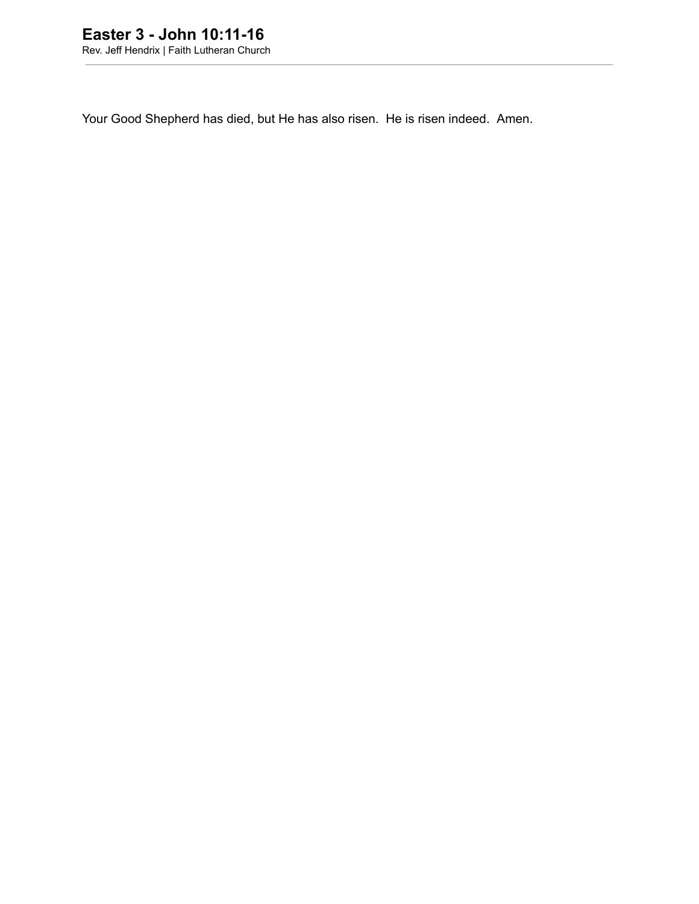Your Good Shepherd has died, but He has also risen. He is risen indeed. Amen.